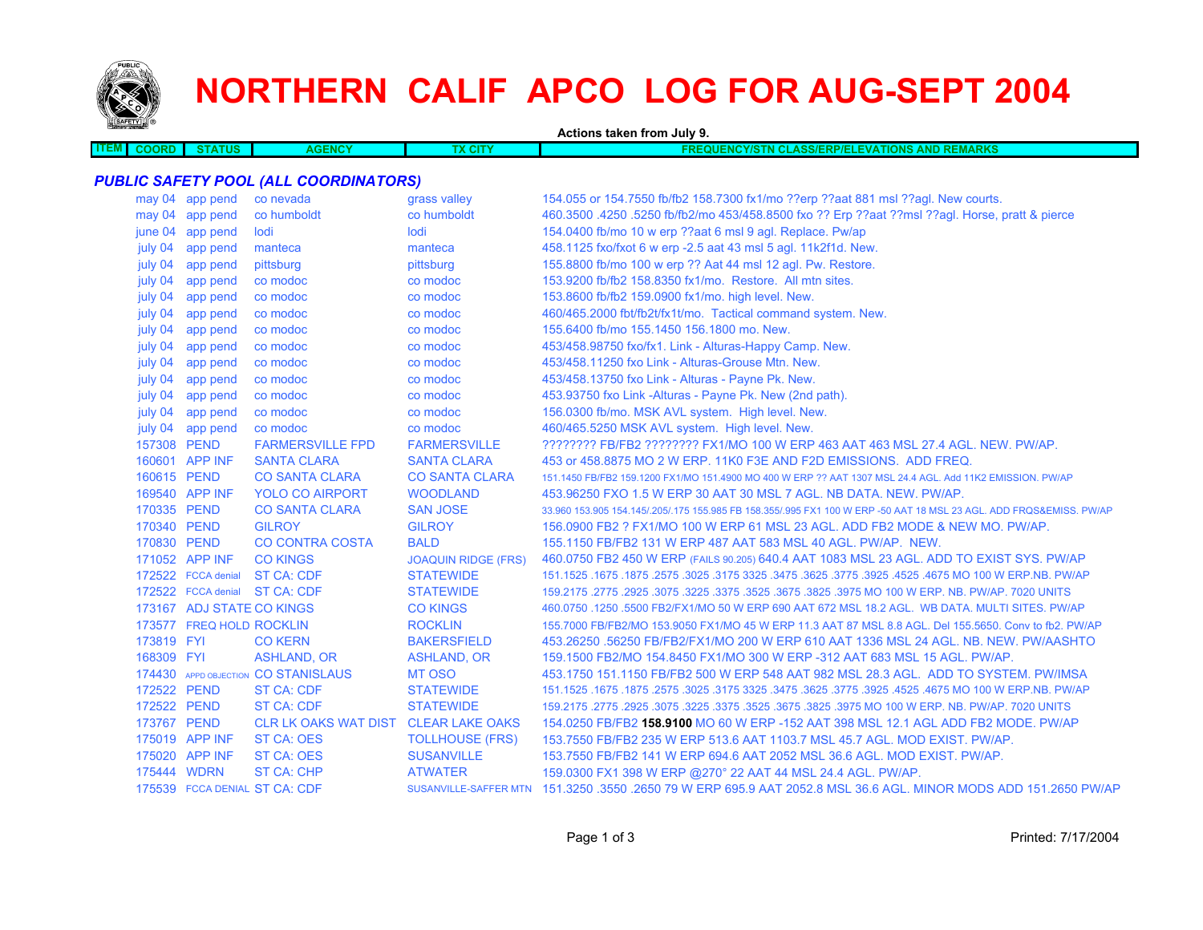# NORTHERN CALIF APCO LOG FOR AUG-SEPT 2004

**Actions taken from July 9.**

| ITEM | COORD | STATUS | AGENCY | TX CITY | FREQUENCY/STN CLASS/ERP/ELEVATIONS AND REMARKS |
|---|---|---|---|---|---|

## *PUBLIC SAFETY POOL (ALL COORDINATORS)*

| ITEM | COORD | STATUS | AGENCY | TX CITY | FREQUENCY/STN CLASS/ERP/ELEVATIONS AND REMARKS |
|---|---|---|---|---|---|
| | may 04 | app pend | co nevada | grass valley | 154.055 or 154.7550 fb/fb2 158.7300 fx1/mo ??erp ??aat 881 msl ??agl. New courts. |
| | may 04 | app pend | co humboldt | co humboldt | 460.3500 .4250 .5250 fb/fb2/mo 453/458.8500 fxo ?? Erp ??aat ??msl ??agl. Horse, pratt & pierce |
| | june 04 | app pend | lodi | lodi | 154.0400 fb/mo 10 w erp ??aat 6 msl 9 agl. Replace. Pw/ap |
| | july 04 | app pend | manteca | manteca | 458.1125 fxo/fxot 6 w erp -2.5 aat 43 msl 5 agl. 11k2f1d. New. |
| | july 04 | app pend | pittsburg | pittsburg | 155.8800 fb/mo 100 w erp ?? Aat 44 msl 12 agl. Pw. Restore. |
| | july 04 | app pend | co modoc | co modoc | 153.9200 fb/fb2 158.8350 fx1/mo. Restore. All mtn sites. |
| | july 04 | app pend | co modoc | co modoc | 153.8600 fb/fb2 159.0900 fx1/mo. high level. New. |
| | july 04 | app pend | co modoc | co modoc | 460/465.2000 fbt/fb2t/fx1t/mo. Tactical command system. New. |
| | july 04 | app pend | co modoc | co modoc | 155.6400 fb/mo 155.1450 156.1800 mo. New. |
| | july 04 | app pend | co modoc | co modoc | 453/458.98750 fxo/fx1. Link - Alturas-Happy Camp. New. |
| | july 04 | app pend | co modoc | co modoc | 453/458.11250 fxo Link - Alturas-Grouse Mtn. New. |
| | july 04 | app pend | co modoc | co modoc | 453/458.13750 fxo Link - Alturas - Payne Pk. New. |
| | july 04 | app pend | co modoc | co modoc | 453.93750 fxo Link -Alturas - Payne Pk. New (2nd path). |
| | july 04 | app pend | co modoc | co modoc | 156.0300 fb/mo. MSK AVL system. High level. New. |
| | july 04 | app pend | co modoc | co modoc | 460/465.5250 MSK AVL system. High level. New. |
| | 157308 | PEND | FARMERSVILLE FPD | FARMERSVILLE | ???????? FB/FB2 ???????? FX1/MO 100 W ERP 463 AAT 463 MSL 27.4 AGL. NEW. PW/AP. |
| | 160601 | APP INF | SANTA CLARA | SANTA CLARA | 453 or 458.8875 MO 2 W ERP. 11K0 F3E AND F2D EMISSIONS. ADD FREQ. |
| | 160615 | PEND | CO SANTA CLARA | CO SANTA CLARA | 151.1450 FB/FB2 159.1200 FX1/MO 151.4900 MO 400 W ERP ?? AAT 1307 MSL 24.4 AGL. Add 11K2 EMISSION. PW/AP |
| | 169540 | APP INF | YOLO CO AIRPORT | WOODLAND | 453.96250 FXO 1.5 W ERP 30 AAT 30 MSL 7 AGL. NB DATA. NEW. PW/AP. |
| | 170335 | PEND | CO SANTA CLARA | SAN JOSE | 33.960 153.905 154.145/.205/.175 155.985 FB 158.355/.995 FX1 100 W ERP -50 AAT 18 MSL 23 AGL. ADD FRQS&EMISS. PW/AP |
| | 170340 | PEND | GILROY | GILROY | 156.0900 FB2 ? FX1/MO 100 W ERP 61 MSL 23 AGL. ADD FB2 MODE & NEW MO. PW/AP. |
| | 170830 | PEND | CO CONTRA COSTA | BALD | 155.1150 FB/FB2 131 W ERP 487 AAT 583 MSL 40 AGL. PW/AP. NEW. |
| | 171052 | APP INF | CO KINGS | JOAQUIN RIDGE (FRS) | 460.0750 FB2 450 W ERP (FAILS 90.205) 640.4 AAT 1083 MSL 23 AGL. ADD TO EXIST SYS. PW/AP |
| | 172522 | FCCA denial | ST CA: CDF | STATEWIDE | 151.1525 .1675 .1875 .2575 .3025 .3175 3325 .3475 .3625 .3775 .3925 .4525 .4675 MO 100 W ERP.NB. PW/AP |
| | 172522 | FCCA denial | ST CA: CDF | STATEWIDE | 159.2175 .2775 .2925 .3075 .3225 .3375 .3525 .3675 .3825 .3975 MO 100 W ERP. NB. PW/AP. 7020 UNITS |
| | 173167 | ADJ STATE | CO KINGS | CO KINGS | 460.0750 .1250 .5500 FB2/FX1/MO 50 W ERP 690 AAT 672 MSL 18.2 AGL. WB DATA. MULTI SITES. PW/AP |
| | 173577 | FREQ HOLD | ROCKLIN | ROCKLIN | 155.7000 FB/FB2/MO 153.9050 FX1/MO 45 W ERP 11.3 AAT 87 MSL 8.8 AGL. Del 155.5650. Conv to fb2. PW/AP |
| | 173819 | FYI | CO KERN | BAKERSFIELD | 453.26250 .56250 FB/FB2/FX1/MO 200 W ERP 610 AAT 1336 MSL 24 AGL. NB. NEW. PW/AASHTO |
| | 168309 | FYI | ASHLAND, OR | ASHLAND, OR | 159.1500 FB2/MO 154.8450 FX1/MO 300 W ERP -312 AAT 683 MSL 15 AGL. PW/AP. |
| | 174430 | APPD OBJECTION | CO STANISLAUS | MT OSO | 453.1750 151.1150 FB/FB2 500 W ERP 548 AAT 982 MSL 28.3 AGL. ADD TO SYSTEM. PW/IMSA |
| | 172522 | PEND | ST CA: CDF | STATEWIDE | 151.1525 .1675 .1875 .2575 .3025 .3175 3325 .3475 .3625 .3775 .3925 .4525 .4675 MO 100 W ERP.NB. PW/AP |
| | 172522 | PEND | ST CA: CDF | STATEWIDE | 159.2175 .2775 .2925 .3075 .3225 .3375 .3525 .3675 .3825 .3975 MO 100 W ERP. NB. PW/AP. 7020 UNITS |
| | 173767 | PEND | CLR LK OAKS WAT DIST | CLEAR LAKE OAKS | 154.0250 FB/FB2 **158.9100** MO 60 W ERP -152 AAT 398 MSL 12.1 AGL ADD FB2 MODE. PW/AP |
| | 175019 | APP INF | ST CA: OES | TOLLHOUSE (FRS) | 153.7550 FB/FB2 235 W ERP 513.6 AAT 1103.7 MSL 45.7 AGL. MOD EXIST. PW/AP. |
| | 175020 | APP INF | ST CA: OES | SUSANVILLE | 153.7550 FB/FB2 141 W ERP 694.6 AAT 2052 MSL 36.6 AGL. MOD EXIST. PW/AP. |
| | 175444 | WDRN | ST CA: CHP | ATWATER | 159.0300 FX1 398 W ERP @270° 22 AAT 44 MSL 24.4 AGL. PW/AP. |
| | 175539 | FCCA DENIAL | ST CA: CDF | SUSANVILLE-SAFFER MTN | 151.3250 .3550 .2650 79 W ERP 695.9 AAT 2052.8 MSL 36.6 AGL. MINOR MODS ADD 151.2650 PW/AP |

Printed: 7/17/2004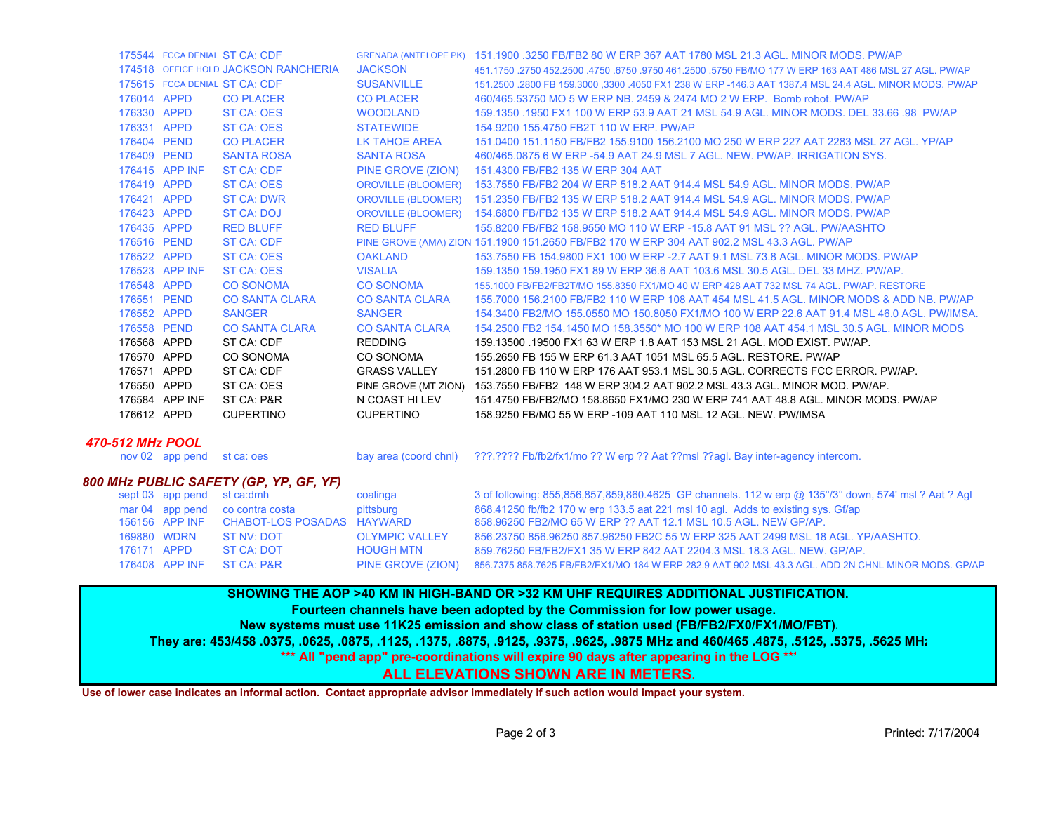| | | | | |
|---|---|---|---|---|
| 175544 | FCCA DENIAL | ST CA: CDF | GRENADA (ANTELOPE PK) | 151.1900 .3250 FB/FB2 80 W ERP 367 AAT 1780 MSL 21.3 AGL. MINOR MODS. PW/AP |
| 174518 | OFFICE HOLD | JACKSON RANCHERIA | JACKSON | 451.1750 .2750 452.2500 .4750 .6750 .9750 461.2500 .5750 FB/MO 177 W ERP 163 AAT 486 MSL 27 AGL. PW/AP |
| 175615 | FCCA DENIAL | ST CA: CDF | SUSANVILLE | 151.2500 .2800 FB 159.3000 ,3300 .4050 FX1 238 W ERP -146.3 AAT 1387.4 MSL 24.4 AGL. MINOR MODS. PW/AP |
| 176014 | APPD | CO PLACER | CO PLACER | 460/465.53750 MO 5 W ERP NB. 2459 & 2474 MO 2 W ERP. Bomb robot. PW/AP |
| 176330 | APPD | ST CA: OES | WOODLAND | 159.1350 .1950 FX1 100 W ERP 53.9 AAT 21 MSL 54.9 AGL. MINOR MODS. DEL 33.66 .98 PW/AP |
| 176331 | APPD | ST CA: OES | STATEWIDE | 154.9200 155.4750 FB2T 110 W ERP. PW/AP |
| 176404 | PEND | CO PLACER | LK TAHOE AREA | 151.0400 151.1150 FB/FB2 155.9100 156.2100 MO 250 W ERP 227 AAT 2283 MSL 27 AGL. YP/AP |
| 176409 | PEND | SANTA ROSA | SANTA ROSA | 460/465.0875 6 W ERP -54.9 AAT 24.9 MSL 7 AGL. NEW. PW/AP. IRRIGATION SYS. |
| 176415 | APP INF | ST CA: CDF | PINE GROVE (ZION) | 151.4300 FB/FB2 135 W ERP 304 AAT |
| 176419 | APPD | ST CA: OES | OROVILLE (BLOOMER) | 153.7550 FB/FB2 204 W ERP 518.2 AAT 914.4 MSL 54.9 AGL. MINOR MODS. PW/AP |
| 176421 | APPD | ST CA: DWR | OROVILLE (BLOOMER) | 151.2350 FB/FB2 135 W ERP 518.2 AAT 914.4 MSL 54.9 AGL. MINOR MODS. PW/AP |
| 176423 | APPD | ST CA: DOJ | OROVILLE (BLOOMER) | 154.6800 FB/FB2 135 W ERP 518.2 AAT 914.4 MSL 54.9 AGL. MINOR MODS. PW/AP |
| 176435 | APPD | RED BLUFF | RED BLUFF | 155.8200 FB/FB2 158.9550 MO 110 W ERP -15.8 AAT 91 MSL ?? AGL. PW/AASHTO |
| 176516 | PEND | ST CA: CDF | PINE GROVE (AMA) ZION | 151.1900 151.2650 FB/FB2 170 W ERP 304 AAT 902.2 MSL 43.3 AGL. PW/AP |
| 176522 | APPD | ST CA: OES | OAKLAND | 153.7550 FB 154.9800 FX1 100 W ERP -2.7 AAT 9.1 MSL 73.8 AGL. MINOR MODS. PW/AP |
| 176523 | APP INF | ST CA: OES | VISALIA | 159.1350 159.1950 FX1 89 W ERP 36.6 AAT 103.6 MSL 30.5 AGL. DEL 33 MHZ. PW/AP. |
| 176548 | APPD | CO SONOMA | CO SONOMA | 155.1000 FB/FB2/FB2T/MO 155.8350 FX1/MO 40 W ERP 428 AAT 732 MSL 74 AGL. PW/AP. RESTORE |
| 176551 | PEND | CO SANTA CLARA | CO SANTA CLARA | 155.7000 156.2100 FB/FB2 110 W ERP 108 AAT 454 MSL 41.5 AGL. MINOR MODS & ADD NB. PW/AP |
| 176552 | APPD | SANGER | SANGER | 154.3400 FB2/MO 155.0550 MO 150.8050 FX1/MO 100 W ERP 22.6 AAT 91.4 MSL 46.0 AGL. PW/IMSA. |
| 176558 | PEND | CO SANTA CLARA | CO SANTA CLARA | 154.2500 FB2 154.1450 MO 158.3550* MO 100 W ERP 108 AAT 454.1 MSL 30.5 AGL. MINOR MODS |
| 176568 | APPD | ST CA: CDF | REDDING | 159.13500 .19500 FX1 63 W ERP 1.8 AAT 153 MSL 21 AGL. MOD EXIST. PW/AP. |
| 176570 | APPD | CO SONOMA | CO SONOMA | 155.2650 FB 155 W ERP 61.3 AAT 1051 MSL 65.5 AGL. RESTORE. PW/AP |
| 176571 | APPD | ST CA: CDF | GRASS VALLEY | 151.2800 FB 110 W ERP 176 AAT 953.1 MSL 30.5 AGL. CORRECTS FCC ERROR. PW/AP. |
| 176550 | APPD | ST CA: OES | PINE GROVE (MT ZION) | 153.7550 FB/FB2 148 W ERP 304.2 AAT 902.2 MSL 43.3 AGL. MINOR MOD. PW/AP. |
| 176584 | APP INF | ST CA: P&R | N COAST HI LEV | 151.4750 FB/FB2/MO 158.8650 FX1/MO 230 W ERP 741 AAT 48.8 AGL. MINOR MODS. PW/AP |
| 176612 | APPD | CUPERTINO | CUPERTINO | 158.9250 FB/MO 55 W ERP -109 AAT 110 MSL 12 AGL. NEW. PW/IMSA |

### *470-512 MHz POOL*

| | | | | |
|---|---|---|---|---|
| nov 02 | app pend | st ca: oes | bay area (coord chnl) | ???.???? Fb/fb2/fx1/mo ?? W erp ?? Aat ??msl ??agl. Bay inter-agency intercom. |

### *800 MHz PUBLIC SAFETY (GP, YP, GF, YF)*

| | | | | |
|---|---|---|---|---|
| sept 03 | app pend | st ca:dmh | coalinga | 3 of following: 855,856,857,859,860.4625 GP channels. 112 w erp @ 135°/3° down, 574' msl ? Aat ? Agl |
| mar 04 | app pend | co contra costa | pittsburg | 868.41250 fb/fb2 170 w erp 133.5 aat 221 msl 10 agl. Adds to existing sys. Gf/ap |
| 156156 | APP INF | CHABOT-LOS POSADAS | HAYWARD | 858.96250 FB2/MO 65 W ERP ?? AAT 12.1 MSL 10.5 AGL. NEW GP/AP. |
| 169880 | WDRN | ST NV: DOT | OLYMPIC VALLEY | 856.23750 856.96250 857.96250 FB2C 55 W ERP 325 AAT 2499 MSL 18 AGL. YP/AASHTO. |
| 176171 | APPD | ST CA: DOT | HOUGH MTN | 859.76250 FB/FB2/FX1 35 W ERP 842 AAT 2204.3 MSL 18.3 AGL. NEW. GP/AP. |
| 176408 | APP INF | ST CA: P&R | PINE GROVE (ZION) | 856.7375 858.7625 FB/FB2/FX1/MO 184 W ERP 282.9 AAT 902 MSL 43.3 AGL. ADD 2N CHNL MINOR MODS. GP/AP |

**SHOWING THE AOP >40 KM IN HIGH-BAND OR >32 KM UHF REQUIRES ADDITIONAL JUSTIFICATION.**
**Fourteen channels have been adopted by the Commission for low power usage.**
**New systems must use 11K25 emission and show class of station used (FB/FB2/FX0/FX1/MO/FBT).**
**They are: 453/458 .0375, .0625, .0875, .1125, .1375, .8875, .9125, .9375, .9625, .9875 MHz and 460/465 .4875, .5125, .5375, .5625 MHz**
**\*\*\* All "pend app" pre-coordinations will expire 90 days after appearing in the LOG \*\*\***
**ALL ELEVATIONS SHOWN ARE IN METERS.**

**Use of lower case indicates an informal action. Contact appropriate advisor immediately if such action would impact your system.**

Printed: 7/17/2004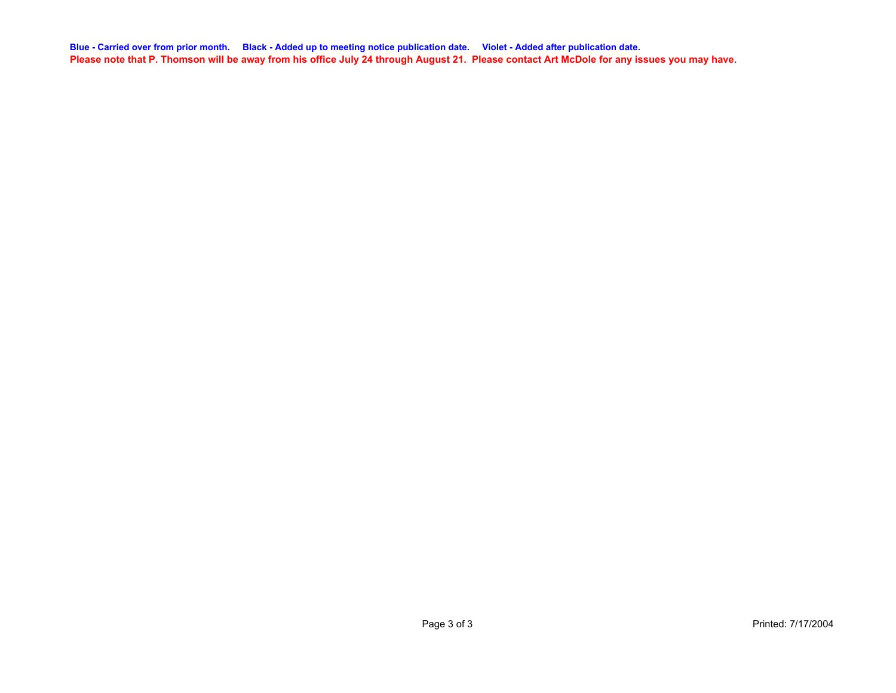**Blue - Carried over from prior month.     Black - Added up to meeting notice publication date.     Violet - Added after publication date.**

**Please note that P. Thomson will be away from his office July 24 through August 21.  Please contact Art McDole for any issues you may have.**

Printed: 7/17/2004